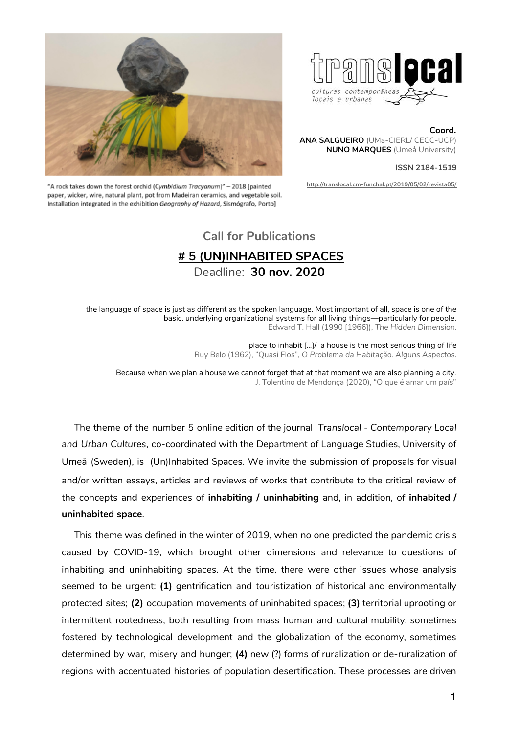"A rock takes down the forest orchid (*Cymbidium Tracyanum*)" – 2018 [painted paper, wicker, wire, natural plant, pot from Madeiran ceramics, and vegetable soil. Installation integrated in the exhibition *Geography of Hazard*, Sismógrafo, Porto]

translocal
culturas contemporâneas locais e urbanas

**Coord.**
**ANA SALGUEIRO** (UMa-CIERL/ CECC-UCP)
**NUNO MARQUES** (Umeå University)

**ISSN 2184-1519**

http://translocal.cm-funchal.pt/2019/05/02/revista05/

## Call for Publications

# # 5 (UN)INHABITED SPACES

Deadline: **30 nov. 2020**

the language of space is just as different as the spoken language. Most important of all, space is one of the basic, underlying organizational systems for all living things—particularly for people.
Edward T. Hall (1990 [1966]), *The Hidden Dimension*.

place to inhabit [...]/ a house is the most serious thing of life
Ruy Belo (1962), "Quasi Flos", *O Problema da Habitação. Alguns Aspectos.*

Because when we plan a house we cannot forget that at that moment we are also planning a city.
J. Tolentino de Mendonça (2020), "O que é amar um país"

The theme of the number 5 online edition of the journal *Translocal - Contemporary Local and Urban Cultures*, co-coordinated with the Department of Language Studies, University of Umeå (Sweden), is (Un)Inhabited Spaces. We invite the submission of proposals for visual and/or written essays, articles and reviews of works that contribute to the critical review of the concepts and experiences of **inhabiting / uninhabiting** and, in addition, of **inhabited / uninhabited space**.

This theme was defined in the winter of 2019, when no one predicted the pandemic crisis caused by COVID-19, which brought other dimensions and relevance to questions of inhabiting and uninhabiting spaces. At the time, there were other issues whose analysis seemed to be urgent: **(1)** gentrification and touristization of historical and environmentally protected sites; **(2)** occupation movements of uninhabited spaces; **(3)** territorial uprooting or intermittent rootedness, both resulting from mass human and cultural mobility, sometimes fostered by technological development and the globalization of the economy, sometimes determined by war, misery and hunger; **(4)** new (?) forms of ruralization or de-ruralization of regions with accentuated histories of population desertification. These processes are driven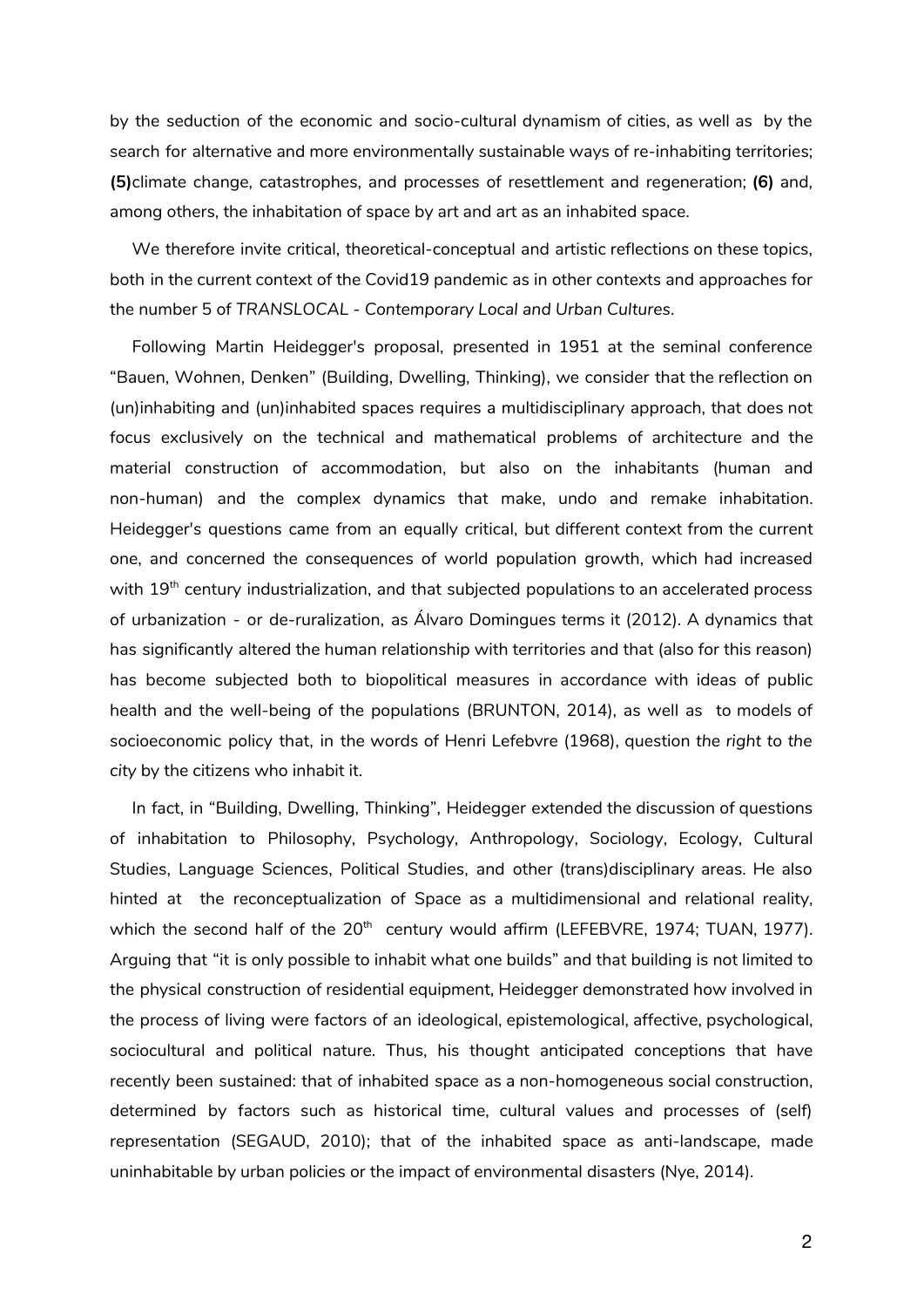by the seduction of the economic and socio-cultural dynamism of cities, as well as by the search for alternative and more environmentally sustainable ways of re-inhabiting territories; **(5)**climate change, catastrophes, and processes of resettlement and regeneration; **(6)** and, among others, the inhabitation of space by art and art as an inhabited space.

We therefore invite critical, theoretical-conceptual and artistic reflections on these topics, both in the current context of the Covid19 pandemic as in other contexts and approaches for the number 5 of *TRANSLOCAL - Contemporary Local and Urban Cultures*.

Following Martin Heidegger's proposal, presented in 1951 at the seminal conference "Bauen, Wohnen, Denken" (Building, Dwelling, Thinking), we consider that the reflection on (un)inhabiting and (un)inhabited spaces requires a multidisciplinary approach, that does not focus exclusively on the technical and mathematical problems of architecture and the material construction of accommodation, but also on the inhabitants (human and non-human) and the complex dynamics that make, undo and remake inhabitation. Heidegger's questions came from an equally critical, but different context from the current one, and concerned the consequences of world population growth, which had increased with 19th century industrialization, and that subjected populations to an accelerated process of urbanization - or de-ruralization, as Álvaro Domingues terms it (2012). A dynamics that has significantly altered the human relationship with territories and that (also for this reason) has become subjected both to biopolitical measures in accordance with ideas of public health and the well-being of the populations (BRUNTON, 2014), as well as to models of socioeconomic policy that, in the words of Henri Lefebvre (1968), question *the right to the city* by the citizens who inhabit it.

In fact, in "Building, Dwelling, Thinking", Heidegger extended the discussion of questions of inhabitation to Philosophy, Psychology, Anthropology, Sociology, Ecology, Cultural Studies, Language Sciences, Political Studies, and other (trans)disciplinary areas. He also hinted at the reconceptualization of Space as a multidimensional and relational reality, which the second half of the 20th century would affirm (LEFEBVRE, 1974; TUAN, 1977). Arguing that "it is only possible to inhabit what one builds" and that building is not limited to the physical construction of residential equipment, Heidegger demonstrated how involved in the process of living were factors of an ideological, epistemological, affective, psychological, sociocultural and political nature. Thus, his thought anticipated conceptions that have recently been sustained: that of inhabited space as a non-homogeneous social construction, determined by factors such as historical time, cultural values and processes of (self) representation (SEGAUD, 2010); that of the inhabited space as anti-landscape, made uninhabitable by urban policies or the impact of environmental disasters (Nye, 2014).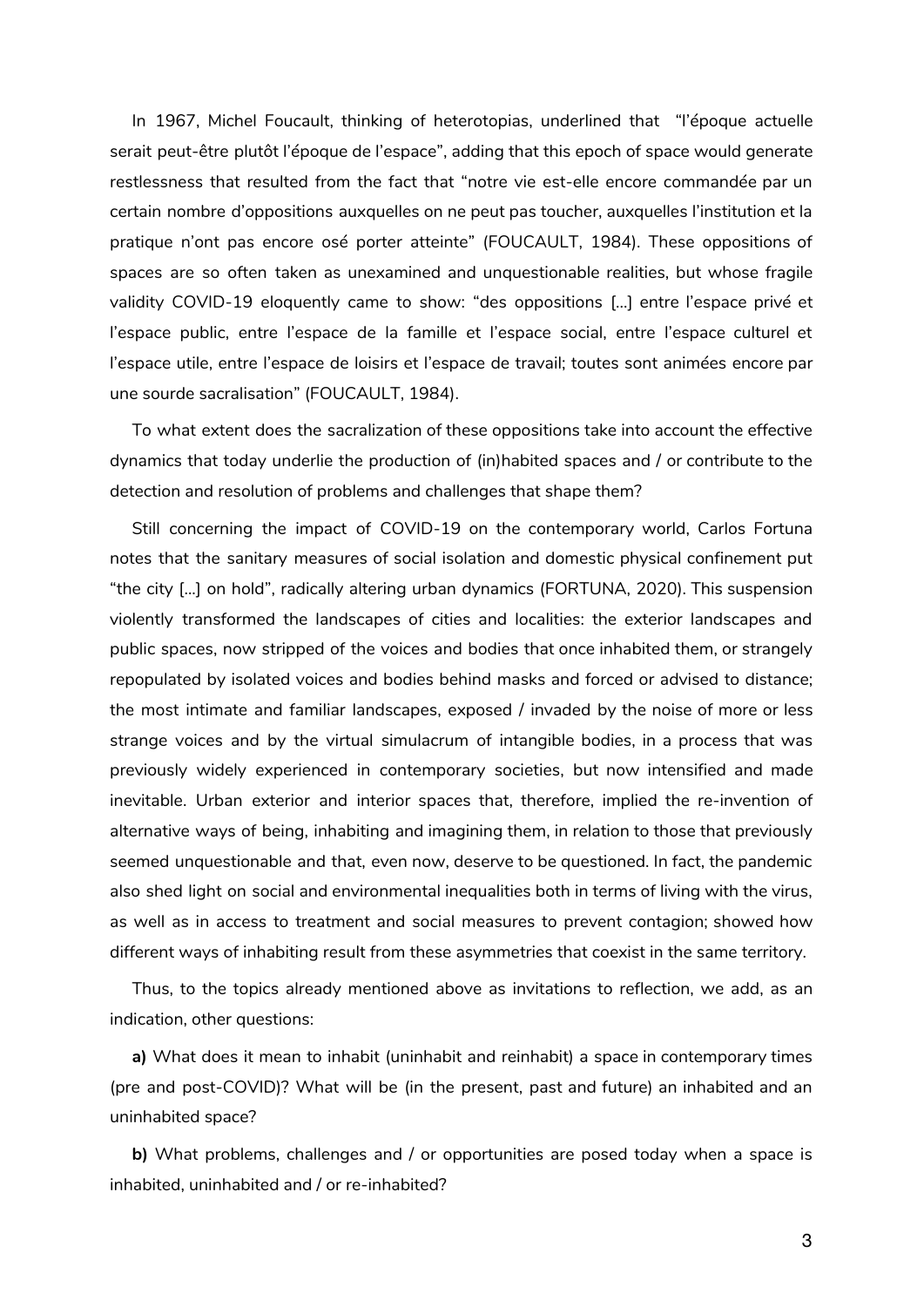In 1967, Michel Foucault, thinking of heterotopias, underlined that "l'époque actuelle serait peut-être plutôt l'époque de l'espace", adding that this epoch of space would generate restlessness that resulted from the fact that "notre vie est-elle encore commandée par un certain nombre d'oppositions auxquelles on ne peut pas toucher, auxquelles l'institution et la pratique n'ont pas encore osé porter atteinte" (FOUCAULT, 1984). These oppositions of spaces are so often taken as unexamined and unquestionable realities, but whose fragile validity COVID-19 eloquently came to show: "des oppositions [...] entre l'espace privé et l'espace public, entre l'espace de la famille et l'espace social, entre l'espace culturel et l'espace utile, entre l'espace de loisirs et l'espace de travail; toutes sont animées encore par une sourde sacralisation" (FOUCAULT, 1984).

To what extent does the sacralization of these oppositions take into account the effective dynamics that today underlie the production of (in)habited spaces and / or contribute to the detection and resolution of problems and challenges that shape them?

Still concerning the impact of COVID-19 on the contemporary world, Carlos Fortuna notes that the sanitary measures of social isolation and domestic physical confinement put "the city [...] on hold", radically altering urban dynamics (FORTUNA, 2020). This suspension violently transformed the landscapes of cities and localities: the exterior landscapes and public spaces, now stripped of the voices and bodies that once inhabited them, or strangely repopulated by isolated voices and bodies behind masks and forced or advised to distance; the most intimate and familiar landscapes, exposed / invaded by the noise of more or less strange voices and by the virtual simulacrum of intangible bodies, in a process that was previously widely experienced in contemporary societies, but now intensified and made inevitable. Urban exterior and interior spaces that, therefore, implied the re-invention of alternative ways of being, inhabiting and imagining them, in relation to those that previously seemed unquestionable and that, even now, deserve to be questioned. In fact, the pandemic also shed light on social and environmental inequalities both in terms of living with the virus, as well as in access to treatment and social measures to prevent contagion; showed how different ways of inhabiting result from these asymmetries that coexist in the same territory.

Thus, to the topics already mentioned above as invitations to reflection, we add, as an indication, other questions:

**a)** What does it mean to inhabit (uninhabit and reinhabit) a space in contemporary times (pre and post-COVID)? What will be (in the present, past and future) an inhabited and an uninhabited space?

**b)** What problems, challenges and / or opportunities are posed today when a space is inhabited, uninhabited and / or re-inhabited?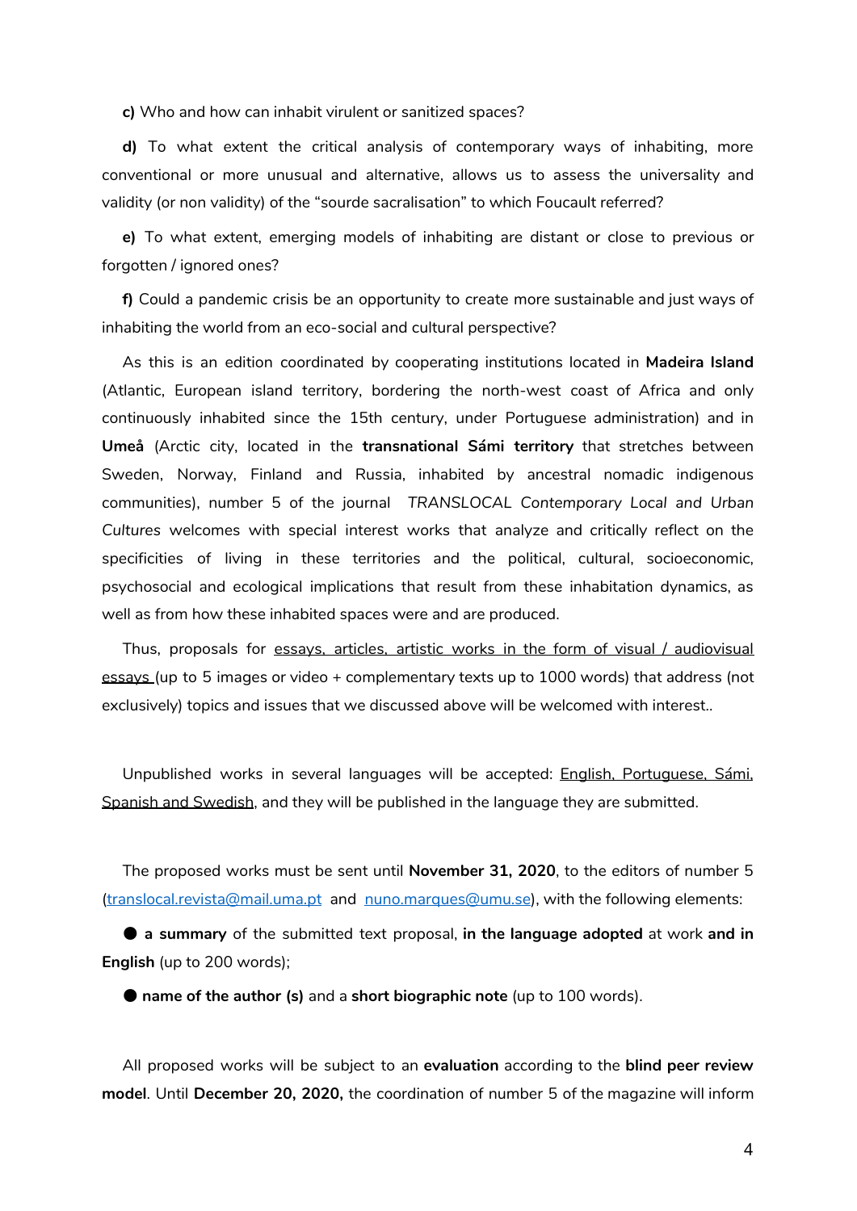**c)** Who and how can inhabit virulent or sanitized spaces?

**d)** To what extent the critical analysis of contemporary ways of inhabiting, more conventional or more unusual and alternative, allows us to assess the universality and validity (or non validity) of the "sourde sacralisation" to which Foucault referred?

**e)** To what extent, emerging models of inhabiting are distant or close to previous or forgotten / ignored ones?

**f)** Could a pandemic crisis be an opportunity to create more sustainable and just ways of inhabiting the world from an eco-social and cultural perspective?

As this is an edition coordinated by cooperating institutions located in **Madeira Island** (Atlantic, European island territory, bordering the north-west coast of Africa and only continuously inhabited since the 15th century, under Portuguese administration) and in **Umeå** (Arctic city, located in the **transnational Sámi territory** that stretches between Sweden, Norway, Finland and Russia, inhabited by ancestral nomadic indigenous communities), number 5 of the journal *TRANSLOCAL Contemporary Local and Urban Cultures* welcomes with special interest works that analyze and critically reflect on the specificities of living in these territories and the political, cultural, socioeconomic, psychosocial and ecological implications that result from these inhabitation dynamics, as well as from how these inhabited spaces were and are produced.

Thus, proposals for essays, articles, artistic works in the form of visual / audiovisual essays (up to 5 images or video + complementary texts up to 1000 words) that address (not exclusively) topics and issues that we discussed above will be welcomed with interest..

Unpublished works in several languages will be accepted: English, Portuguese, Sámi, Spanish and Swedish, and they will be published in the language they are submitted.

The proposed works must be sent until **November 31, 2020**, to the editors of number 5 (translocal.revista@mail.uma.pt and nuno.marques@umu.se), with the following elements:

- **a summary** of the submitted text proposal, **in the language adopted** at work **and in English** (up to 200 words);
- **name of the author (s)** and a **short biographic note** (up to 100 words).

All proposed works will be subject to an **evaluation** according to the **blind peer review model**. Until **December 20, 2020,** the coordination of number 5 of the magazine will inform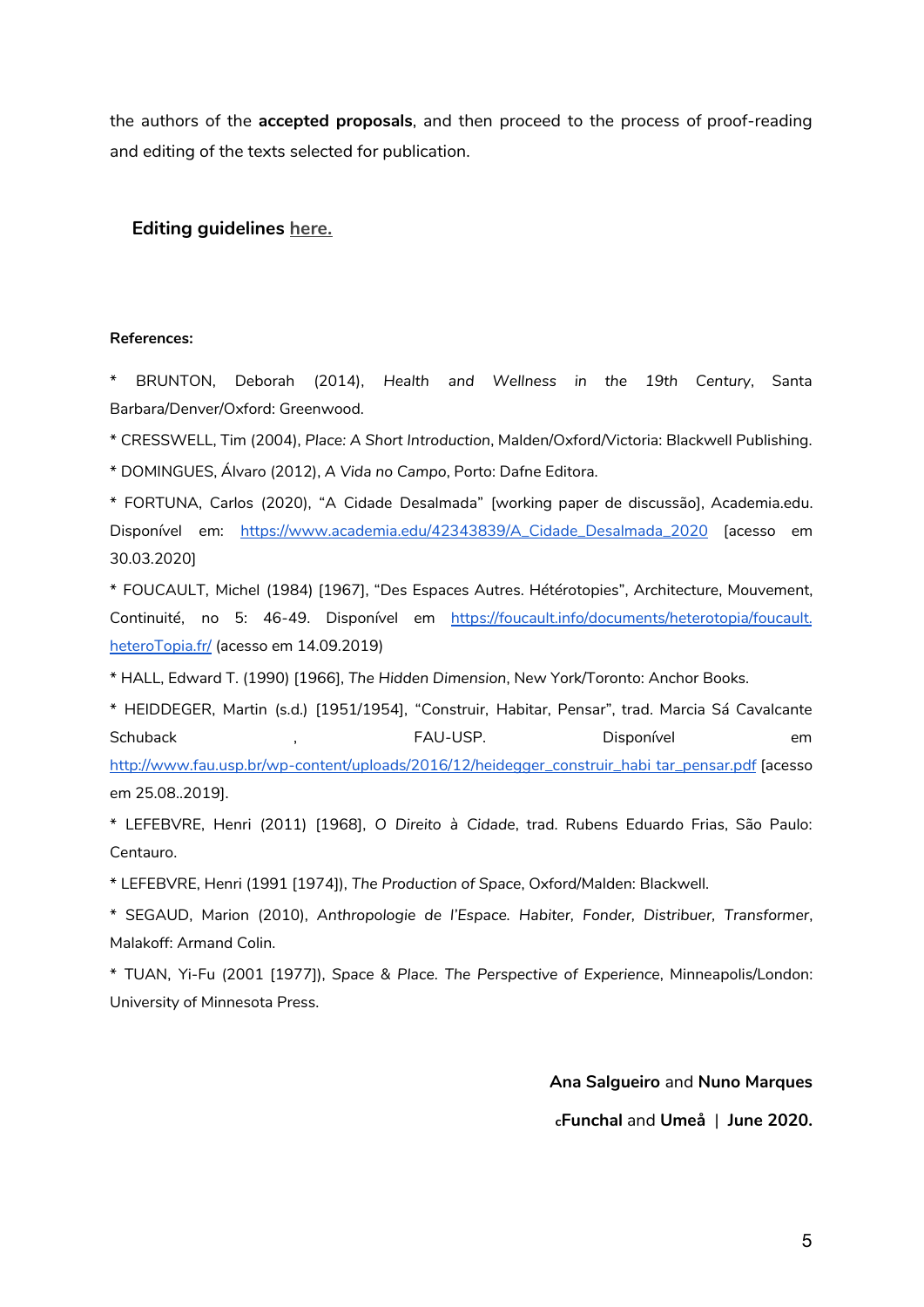the authors of the **accepted proposals**, and then proceed to the process of proof-reading and editing of the texts selected for publication.

**Editing guidelines here.**

**References:**

* BRUNTON, Deborah (2014), *Health and Wellness in the 19th Century*, Santa Barbara/Denver/Oxford: Greenwood.

* CRESSWELL, Tim (2004), *Place: A Short Introduction*, Malden/Oxford/Victoria: Blackwell Publishing.

* DOMINGUES, Álvaro (2012), *A Vida no Campo*, Porto: Dafne Editora.

* FORTUNA, Carlos (2020), "A Cidade Desalmada" [working paper de discussão], Academia.edu. Disponível em: https://www.academia.edu/42343839/A_Cidade_Desalmada_2020 [acesso em 30.03.2020]

* FOUCAULT, Michel (1984) [1967], "Des Espaces Autres. Hétérotopies", Architecture, Mouvement, Continuité, no 5: 46-49. Disponível em https://foucault.info/documents/heterotopia/foucault.heteroTopia.fr/ (acesso em 14.09.2019)

* HALL, Edward T. (1990) [1966], *The Hidden Dimension*, New York/Toronto: Anchor Books.

* HEIDDEGER, Martin (s.d.) [1951/1954], "Construir, Habitar, Pensar", trad. Marcia Sá Cavalcante Schuback , FAU-USP. Disponível em http://www.fau.usp.br/wp-content/uploads/2016/12/heidegger_construir_habi tar_pensar.pdf [acesso em 25.08..2019].

* LEFEBVRE, Henri (2011) [1968], *O Direito à Cidade*, trad. Rubens Eduardo Frias, São Paulo: Centauro.

* LEFEBVRE, Henri (1991 [1974]), *The Production of Space*, Oxford/Malden: Blackwell.

* SEGAUD, Marion (2010), *Anthropologie de l'Espace. Habiter, Fonder, Distribuer, Transformer*, Malakoff: Armand Colin.

* TUAN, Yi-Fu (2001 [1977]), *Space & Place. The Perspective of Experience*, Minneapolis/London: University of Minnesota Press.

**Ana Salgueiro** and **Nuno Marques**

c**Funchal** and **Umeå** | **June 2020.**